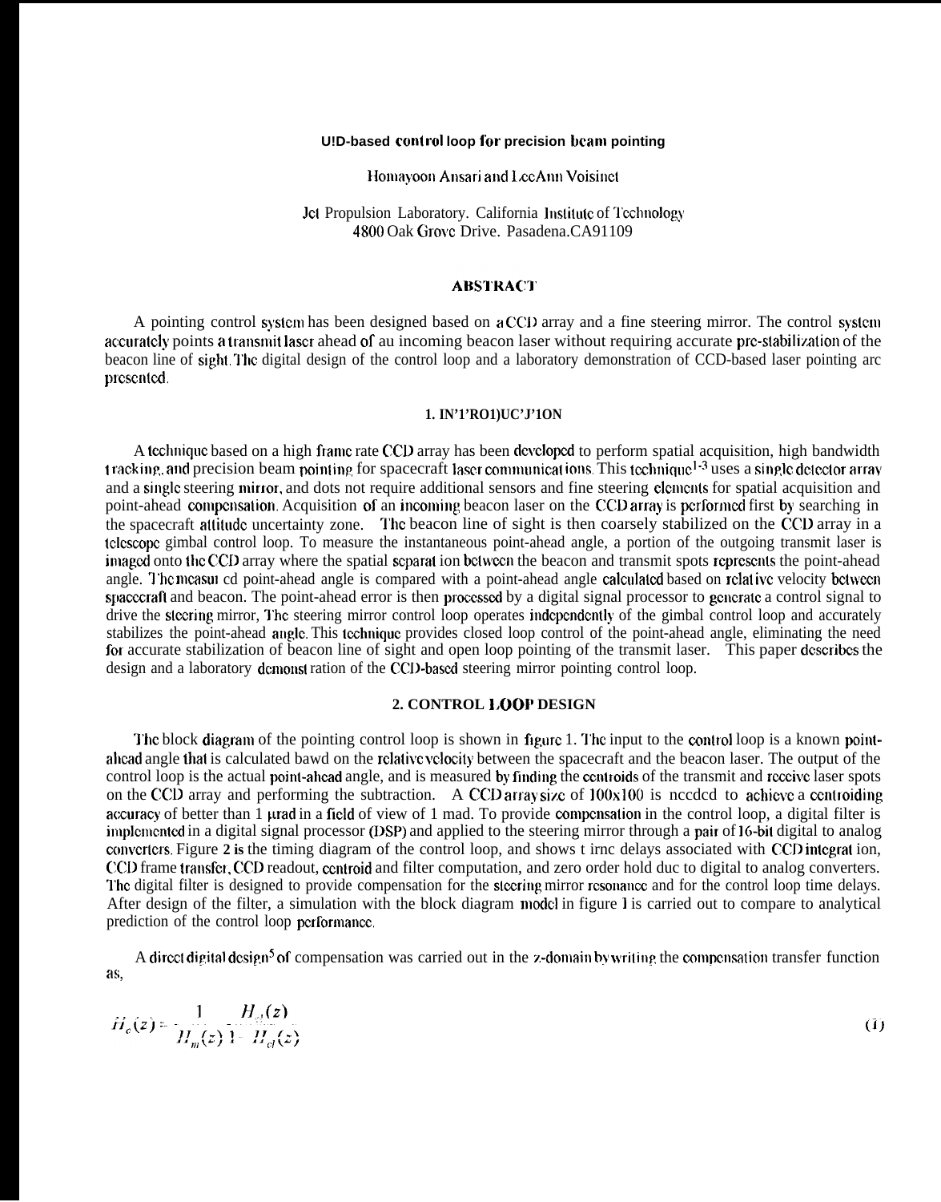**CCD-based control loop for precision beam pointing**

Homayoon Ansari and LeeAnn Voisinet

Jet Propulsion Laboratory. California Institute of Technology
4800 Oak Grove Drive. Pasadena.CA91109

## ABSTRACT

A pointing control system has been designed based on a CCD array and a fine steering mirror. The control system accurately points a transmit laser ahead of an incoming beacon laser without requiring accurate pre-stabilization of the beacon line of sight. The digital design of the control loop and a laboratory demonstration of CCD-based laser pointing are presented.

## 1. INTRODUCTION

A technique based on a high frame rate CCD array has been developed to perform spatial acquisition, high bandwidth tracking, and precision beam pointing for spacecraft laser communications. This technique[1-3] uses a single detector array and a single steering mirror, and does not require additional sensors and fine steering elements for spatial acquisition and point-ahead compensation. Acquisition of an incoming beacon laser on the CCD array is performed first by searching in the spacecraft attitude uncertainty zone. The beacon line of sight is then coarsely stabilized on the CCD array in a telescope gimbal control loop. To measure the instantaneous point-ahead angle, a portion of the outgoing transmit laser is imaged onto the CCD array where the spatial separation between the beacon and transmit spots represents the point-ahead angle. The measured point-ahead angle is compared with a point-ahead angle calculated based on relative velocity between spacecraft and beacon. The point-ahead error is then processed by a digital signal processor to generate a control signal to drive the steering mirror. The steering mirror control loop operates independently of the gimbal control loop and accurately stabilizes the point-ahead angle. This technique provides closed loop control of the point-ahead angle, eliminating the need for accurate stabilization of beacon line of sight and open loop pointing of the transmit laser. This paper describes the design and a laboratory demonstration of the CCD-based steering mirror pointing control loop.

## 2. CONTROL LOOP DESIGN

The block diagram of the pointing control loop is shown in figure 1. The input to the control loop is a known point-ahead angle that is calculated based on the relative velocity between the spacecraft and the beacon laser. The output of the control loop is the actual point-ahead angle, and is measured by finding the centroids of the transmit and receive laser spots on the CCD array and performing the subtraction. A CCD array size of 100x100 is needed to achieve a centroiding accuracy of better than 1 μrad in a field of view of 1 mrad. To provide compensation in the control loop, a digital filter is implemented in a digital signal processor (DSP) and applied to the steering mirror through a pair of 16-bit digital to analog converters. Figure 2 is the timing diagram of the control loop, and shows time delays associated with CCD integration, CCD frame transfer, CCD readout, centroid and filter computation, and zero order hold due to digital to analog converters. The digital filter is designed to provide compensation for the steering mirror resonance and for the control loop time delays. After design of the filter, a simulation with the block diagram model in figure 1 is carried out to compare to analytical prediction of the control loop performance.

A direct digital design[5] of compensation was carried out in the z-domain by writing the compensation transfer function as,

$$H_c(z) = \frac{1}{H_m(z)} \frac{H_{cl}(z)}{1 - H_{cl}(z)} \tag{1}$$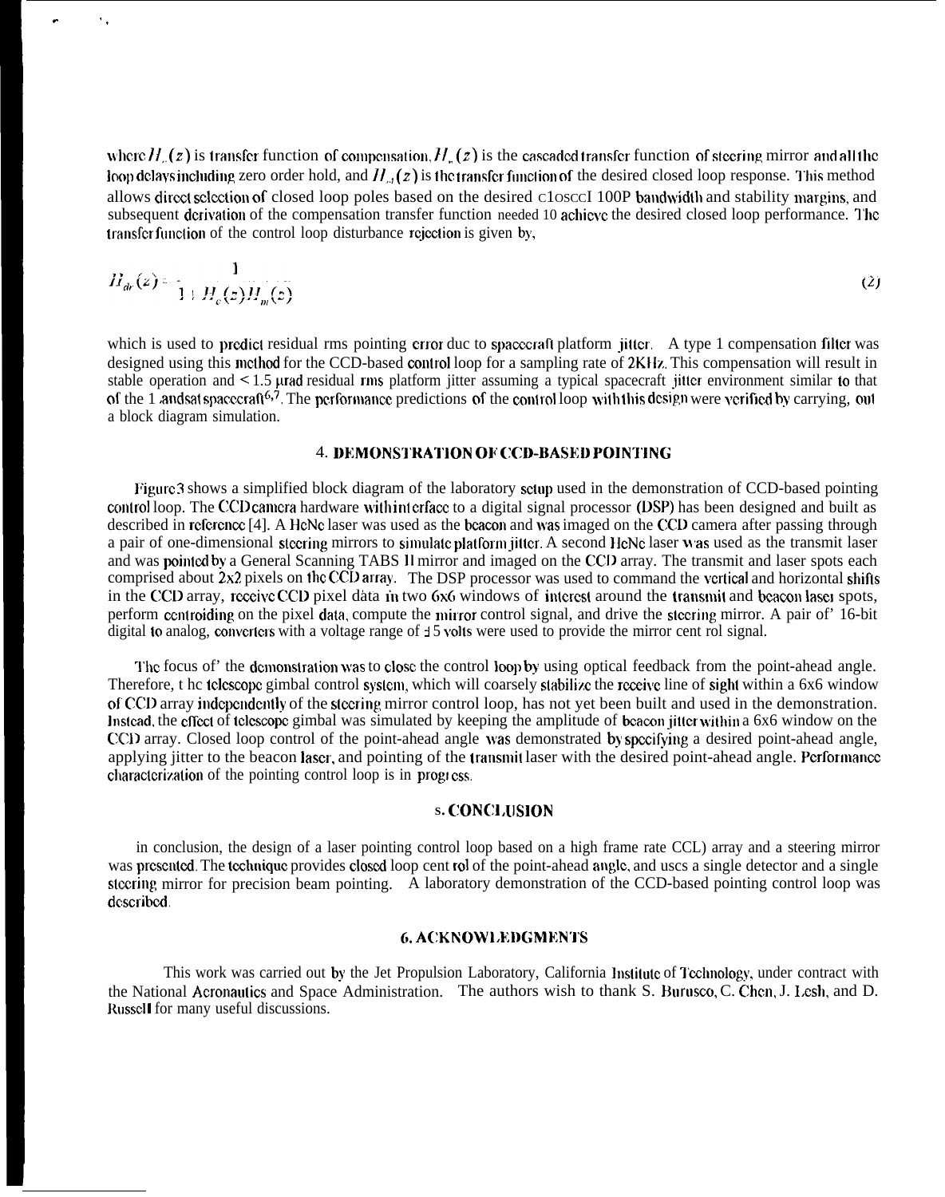where $H_c(z)$ is transfer function of compensation, $H_m(z)$ is the cascaded transfer function of steering mirror and all the loop delays including zero order hold, and $H_d(z)$ is the transfer function of the desired closed loop response. This method allows direct selection of closed loop poles based on the desired closed loop bandwidth and stability margins, and subsequent derivation of the compensation transfer function needed to achieve the desired closed loop performance. The transfer function of the control loop disturbance rejection is given by,

$$H_{dr}(z) = \frac{1}{1 + H_c(z)H_m(z)} \tag{2}$$

which is used to predict residual rms pointing error due to spacecraft platform jitter. A type 1 compensation filter was designed using this method for the CCD-based control loop for a sampling rate of 2KHz. This compensation will result in stable operation and < 1.5 μrad residual rms platform jitter assuming a typical spacecraft jitter environment similar to that of the Landsat spacecraft[6,7]. The performance predictions of the control loop with this design were verified by carrying out a block diagram simulation.

## 4. DEMONSTRATION OF CCD-BASED POINTING

Figure 3 shows a simplified block diagram of the laboratory setup used in the demonstration of CCD-based pointing control loop. The CCD camera hardware with interface to a digital signal processor (DSP) has been designed and built as described in reference [4]. A HeNe laser was used as the beacon and was imaged on the CCD camera after passing through a pair of one-dimensional steering mirrors to simulate platform jitter. A second HeNe laser was used as the transmit laser and was pointed by a General Scanning TABS II mirror and imaged on the CCD array. The transmit and laser spots each comprised about 2x2 pixels on the CCD array. The DSP processor was used to command the vertical and horizontal shifts in the CCD array, receive CCD pixel data in two 6x6 windows of interest around the transmit and beacon laser spots, perform centroiding on the pixel data, compute the mirror control signal, and drive the steering mirror. A pair of 16-bit digital to analog, converters with a voltage range of ±5 volts were used to provide the mirror control signal.

The focus of the demonstration was to close the control loop by using optical feedback from the point-ahead angle. Therefore, the telescope gimbal control system, which will coarsely stabilize the receive line of sight within a 6x6 window of CCD array independently of the steering mirror control loop, has not yet been built and used in the demonstration. Instead, the effect of telescope gimbal was simulated by keeping the amplitude of beacon jitter within a 6x6 window on the CCD array. Closed loop control of the point-ahead angle was demonstrated by specifying a desired point-ahead angle, applying jitter to the beacon laser, and pointing of the transmit laser with the desired point-ahead angle. Performance characterization of the pointing control loop is in progress.

## 5. CONCLUSION

In conclusion, the design of a laser pointing control loop based on a high frame rate CCD array and a steering mirror was presented. The technique provides closed loop control of the point-ahead angle, and uses a single detector and a single steering mirror for precision beam pointing. A laboratory demonstration of the CCD-based pointing control loop was described.

## 6. ACKNOWLEDGMENTS

This work was carried out by the Jet Propulsion Laboratory, California Institute of Technology, under contract with the National Aeronautics and Space Administration. The authors wish to thank S. Burusco, C. Chen, J. Lesh, and D. Russell for many useful discussions.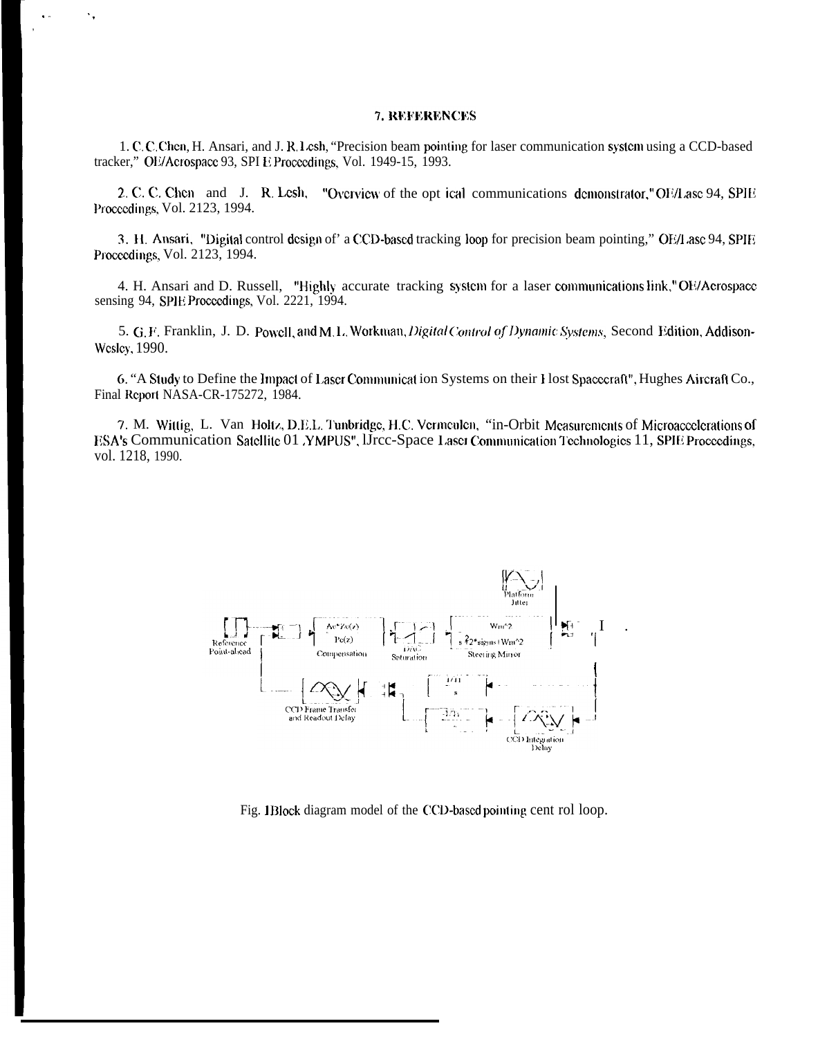## 7. REFERENCES

1. C. C. Chen, H. Ansari, and J. R. Lesh, "Precision beam pointing for laser communication system using a CCD-based tracker," OE/Aerospace 93, SPIE Proceedings, Vol. 1949-15, 1993.

2. C. C. Chen and J. R. Lesh, "Overview of the optical communications demonstrator," OE/Lase 94, SPIE Proceedings, Vol. 2123, 1994.

3. H. Ansari, "Digital control design of a CCD-based tracking loop for precision beam pointing," OE/Lase 94, SPIE Proceedings, Vol. 2123, 1994.

4. H. Ansari and D. Russell, "Highly accurate tracking system for a laser communications link," OE/Aerospace sensing 94, SPIE Proceedings, Vol. 2221, 1994.

5. G. F. Franklin, J. D. Powell, and M. L. Workman, *Digital Control of Dynamic Systems*, Second Edition, Addison-Wesley, 1990.

6. "A Study to Define the Impact of Laser Communication Systems on their Host Spacecraft", Hughes Aircraft Co., Final Report NASA-CR-175272, 1984.

7. M. Wittig, L. Van Holtz, D.E.L. Tunbridge, H.C. Vermeulen, "in-Orbit Measurements of Microaccelerations of ESA's Communication Satellite OLYMPUS", IJrcc-Space Laser Communication Technologies II, SPIE Proceedings, vol. 1218, 1990.

Fig. 1 Block diagram model of the CCD-based pointing control loop.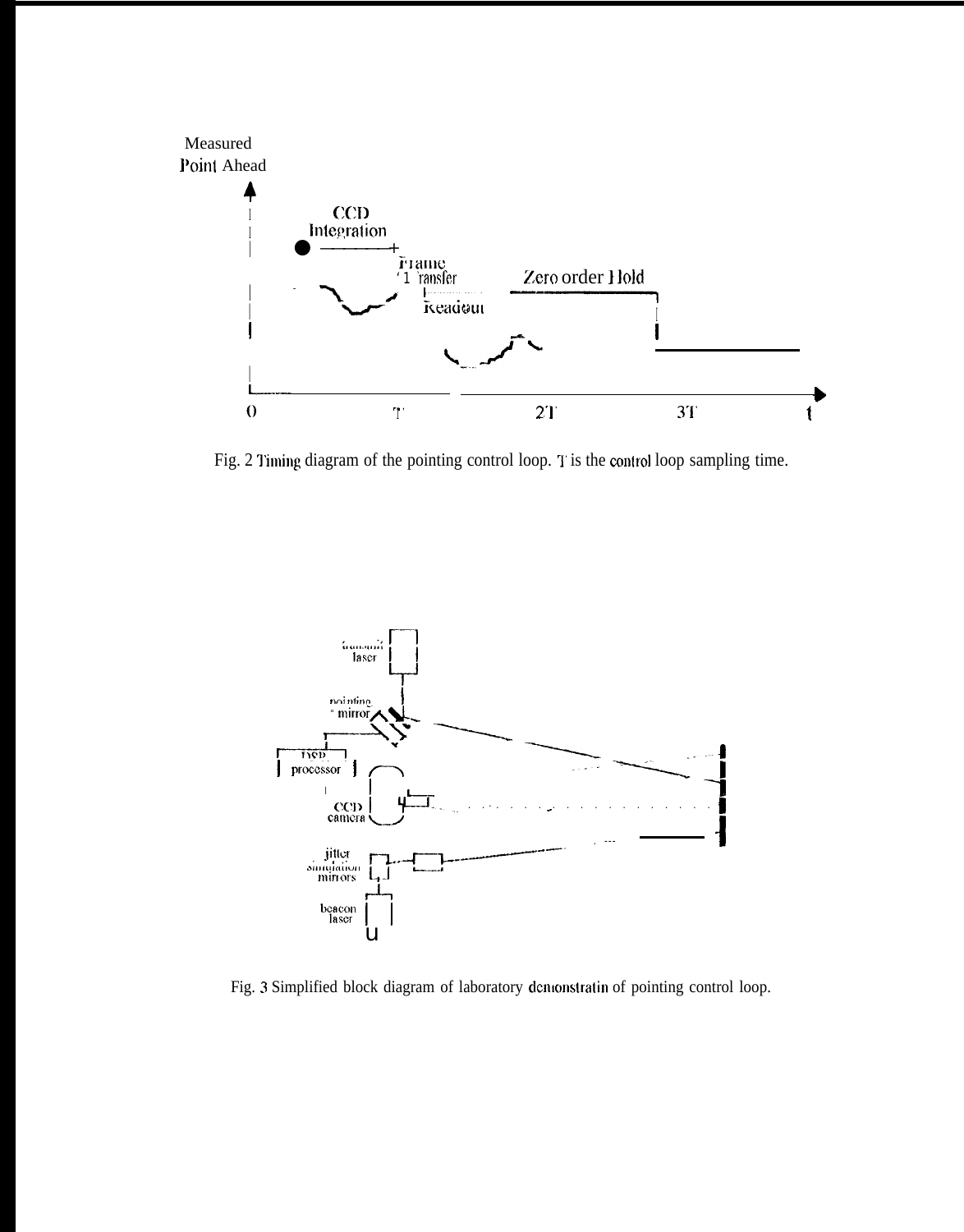Measured
Point Ahead

CCD
Integration

Frame
Transfer

Readout

Zero order Hold

0

T

2T

3T

t

Fig. 2 Timing diagram of the pointing control loop. T is the control loop sampling time.

transmit
laser

pointing
mirror

DSP
processor

CCD
camera

jitter
simulation
mirrors

beacon
laser

Fig. 3 Simplified block diagram of laboratory demonstratin of pointing control loop.